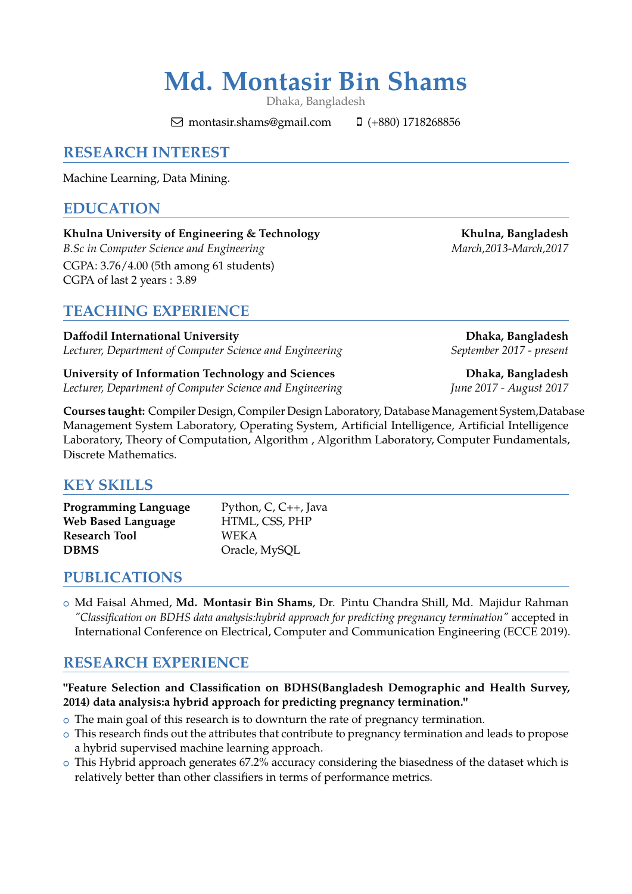# Md. Montasir Bin Shams

Dhaka, Bangladesh

montasir.shams@gmail.com (+880) 1718268856

## RESEARCH INTEREST

Machine Learning, Data Mining.

## EDUCATION

**Khulna University of Engineering & Technology** — **Khulna, Bangladesh**
*B.Sc in Computer Science and Engineering* — *March,2013-March,2017*
CGPA: 3.76/4.00 (5th among 61 students)
CGPA of last 2 years : 3.89

## TEACHING EXPERIENCE

**Daffodil International University** — **Dhaka, Bangladesh**
*Lecturer, Department of Computer Science and Engineering* — *September 2017 - present*

**University of Information Technology and Sciences** — **Dhaka, Bangladesh**
*Lecturer, Department of Computer Science and Engineering* — *June 2017 - August 2017*

**Courses taught:** Compiler Design, Compiler Design Laboratory, Database Management System,Database Management System Laboratory, Operating System, Artificial Intelligence, Artificial Intelligence Laboratory, Theory of Computation, Algorithm , Algorithm Laboratory, Computer Fundamentals, Discrete Mathematics.

## KEY SKILLS

| | |
|---|---|
| **Programming Language** | Python, C, C++, Java |
| **Web Based Language** | HTML, CSS, PHP |
| **Research Tool** | WEKA |
| **DBMS** | Oracle, MySQL |

## PUBLICATIONS

- Md Faisal Ahmed, **Md. Montasir Bin Shams**, Dr. Pintu Chandra Shill, Md. Majidur Rahman *"Classification on BDHS data analysis:hybrid approach for predicting pregnancy termination"* accepted in International Conference on Electrical, Computer and Communication Engineering (ECCE 2019).

## RESEARCH EXPERIENCE

**"Feature Selection and Classification on BDHS(Bangladesh Demographic and Health Survey, 2014) data analysis:a hybrid approach for predicting pregnancy termination."**

- The main goal of this research is to downturn the rate of pregnancy termination.
- This research finds out the attributes that contribute to pregnancy termination and leads to propose a hybrid supervised machine learning approach.
- This Hybrid approach generates 67.2% accuracy considering the biasedness of the dataset which is relatively better than other classifiers in terms of performance metrics.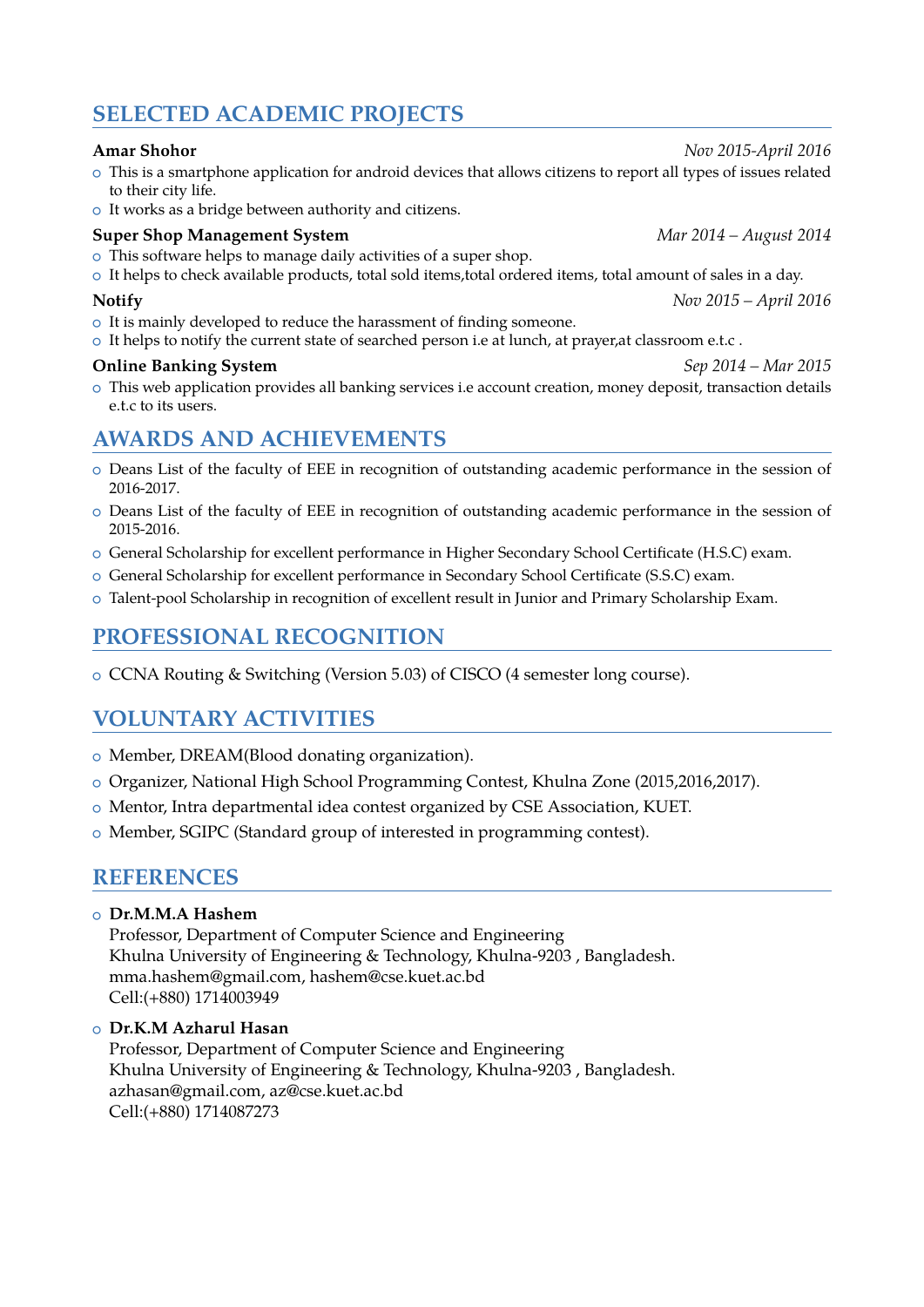## SELECTED ACADEMIC PROJECTS

**Amar Shohor** *Nov 2015-April 2016*

- This is a smartphone application for android devices that allows citizens to report all types of issues related to their city life.
- It works as a bridge between authority and citizens.

**Super Shop Management System** *Mar 2014 – August 2014*

- This software helps to manage daily activities of a super shop.
- It helps to check available products, total sold items,total ordered items, total amount of sales in a day.

**Notify** *Nov 2015 – April 2016*

- It is mainly developed to reduce the harassment of finding someone.
- It helps to notify the current state of searched person i.e at lunch, at prayer,at classroom e.t.c .

**Online Banking System** *Sep 2014 – Mar 2015*

- This web application provides all banking services i.e account creation, money deposit, transaction details e.t.c to its users.

## AWARDS AND ACHIEVEMENTS

- Deans List of the faculty of EEE in recognition of outstanding academic performance in the session of 2016-2017.
- Deans List of the faculty of EEE in recognition of outstanding academic performance in the session of 2015-2016.
- General Scholarship for excellent performance in Higher Secondary School Certificate (H.S.C) exam.
- General Scholarship for excellent performance in Secondary School Certificate (S.S.C) exam.
- Talent-pool Scholarship in recognition of excellent result in Junior and Primary Scholarship Exam.

## PROFESSIONAL RECOGNITION

- CCNA Routing & Switching (Version 5.03) of CISCO (4 semester long course).

## VOLUNTARY ACTIVITIES

- Member, DREAM(Blood donating organization).
- Organizer, National High School Programming Contest, Khulna Zone (2015,2016,2017).
- Mentor, Intra departmental idea contest organized by CSE Association, KUET.
- Member, SGIPC (Standard group of interested in programming contest).

## REFERENCES

- **Dr.M.M.A Hashem**
  Professor, Department of Computer Science and Engineering
  Khulna University of Engineering & Technology, Khulna-9203 , Bangladesh.
  mma.hashem@gmail.com, hashem@cse.kuet.ac.bd
  Cell:(+880) 1714003949
- **Dr.K.M Azharul Hasan**
  Professor, Department of Computer Science and Engineering
  Khulna University of Engineering & Technology, Khulna-9203 , Bangladesh.
  azhasan@gmail.com, az@cse.kuet.ac.bd
  Cell:(+880) 1714087273